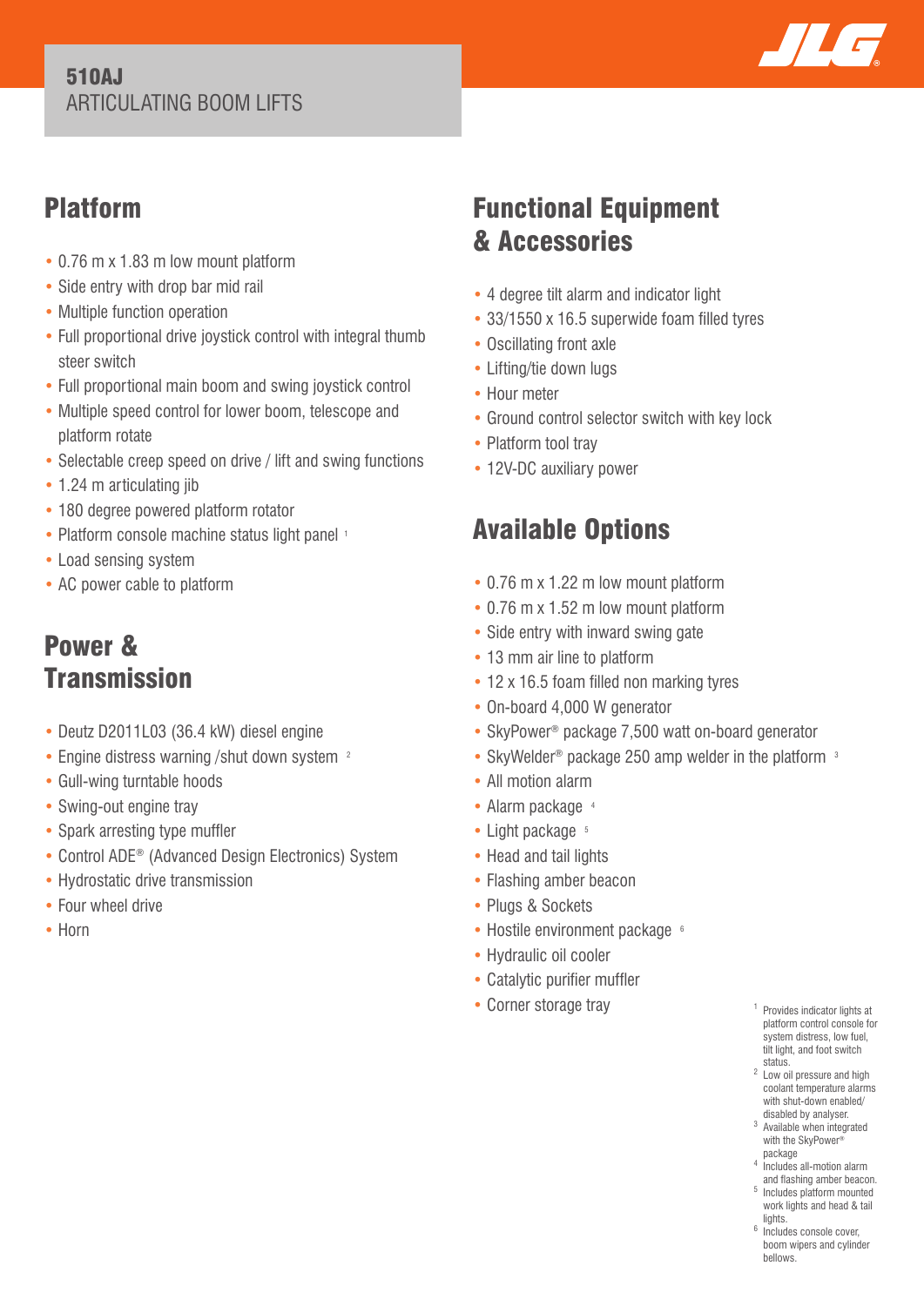# 510AJ

ARTICULATING BOOM LIFTS

## Platform

- 0.76 m x 1.83 m low mount platform
- Side entry with drop bar mid rail
- Multiple function operation
- Full proportional drive joystick control with integral thumb steer switch
- Full proportional main boom and swing joystick control
- Multiple speed control for lower boom, telescope and platform rotate
- Selectable creep speed on drive / lift and swing functions
- 1.24 m articulating jib
- 180 degree powered platform rotator
- Platform console machine status light panel [1]
- Load sensing system
- AC power cable to platform

## Power & Transmission

- Deutz D2011L03 (36.4 kW) diesel engine
- Engine distress warning /shut down system [2]
- Gull-wing turntable hoods
- Swing-out engine tray
- Spark arresting type muffler
- Control ADE® (Advanced Design Electronics) System
- Hydrostatic drive transmission
- Four wheel drive
- Horn

## Functional Equipment & Accessories

- 4 degree tilt alarm and indicator light
- 33/1550 x 16.5 superwide foam filled tyres
- Oscillating front axle
- Lifting/tie down lugs
- Hour meter
- Ground control selector switch with key lock
- Platform tool tray
- 12V-DC auxiliary power

## Available Options

- 0.76 m x 1.22 m low mount platform
- 0.76 m x 1.52 m low mount platform
- Side entry with inward swing gate
- 13 mm air line to platform
- 12 x 16.5 foam filled non marking tyres
- On-board 4,000 W generator
- SkyPower® package 7,500 watt on-board generator
- SkyWelder® package 250 amp welder in the platform [3]
- All motion alarm
- Alarm package [4]
- Light package [5]
- Head and tail lights
- Flashing amber beacon
- Plugs & Sockets
- Hostile environment package [6]
- Hydraulic oil cooler
- Catalytic purifier muffler
- Corner storage tray

[1] Provides indicator lights at platform control console for system distress, low fuel, tilt light, and foot switch status.
[2] Low oil pressure and high coolant temperature alarms with shut-down enabled/ disabled by analyser.
[3] Available when integrated with the SkyPower® package
[4] Includes all-motion alarm and flashing amber beacon.
[5] Includes platform mounted work lights and head & tail lights.
[6] Includes console cover, boom wipers and cylinder bellows.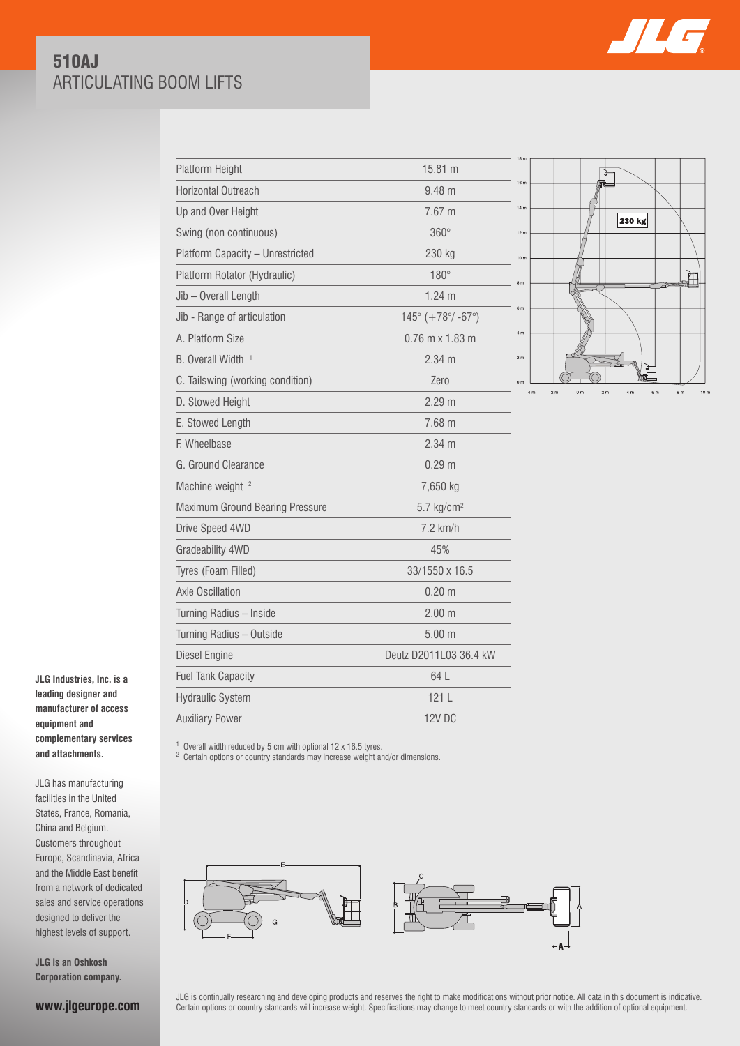# 510AJ
## ARTICULATING BOOM LIFTS

| | |
|---|---|
| Platform Height | 15.81 m |
| Horizontal Outreach | 9.48 m |
| Up and Over Height | 7.67 m |
| Swing (non continuous) | 360° |
| Platform Capacity – Unrestricted | 230 kg |
| Platform Rotator (Hydraulic) | 180° |
| Jib – Overall Length | 1.24 m |
| Jib - Range of articulation | 145° (+78°/ -67°) |
| A. Platform Size | 0.76 m x 1.83 m |
| B. Overall Width [1] | 2.34 m |
| C. Tailswing (working condition) | Zero |
| D. Stowed Height | 2.29 m |
| E. Stowed Length | 7.68 m |
| F. Wheelbase | 2.34 m |
| G. Ground Clearance | 0.29 m |
| Machine weight [2] | 7,650 kg |
| Maximum Ground Bearing Pressure | 5.7 kg/cm² |
| Drive Speed 4WD | 7.2 km/h |
| Gradeability 4WD | 45% |
| Tyres (Foam Filled) | 33/1550 x 16.5 |
| Axle Oscillation | 0.20 m |
| Turning Radius – Inside | 2.00 m |
| Turning Radius – Outside | 5.00 m |
| Diesel Engine | Deutz D2011L03 36.4 kW |
| Fuel Tank Capacity | 64 L |
| Hydraulic System | 121 L |
| Auxiliary Power | 12V DC |

[1] Overall width reduced by 5 cm with optional 12 x 16.5 tyres.
[2] Certain options or country standards may increase weight and/or dimensions.

230 kg

18 m
16 m
14 m
12 m
10 m
8 m
6 m
4 m
2 m
0 m

-4 m -2 m 0 m 2 m 4 m 6 m 8 m 10 m

E D F G C B A A

**JLG Industries, Inc. is a leading designer and manufacturer of access equipment and complementary services and attachments.**

JLG has manufacturing facilities in the United States, France, Romania, China and Belgium. Customers throughout Europe, Scandinavia, Africa and the Middle East benefit from a network of dedicated sales and service operations designed to deliver the highest levels of support.

**JLG is an Oshkosh Corporation company.**

**www.jlgeurope.com**

JLG is continually researching and developing products and reserves the right to make modifications without prior notice. All data in this document is indicative. Certain options or country standards will increase weight. Specifications may change to meet country standards or with the addition of optional equipment.